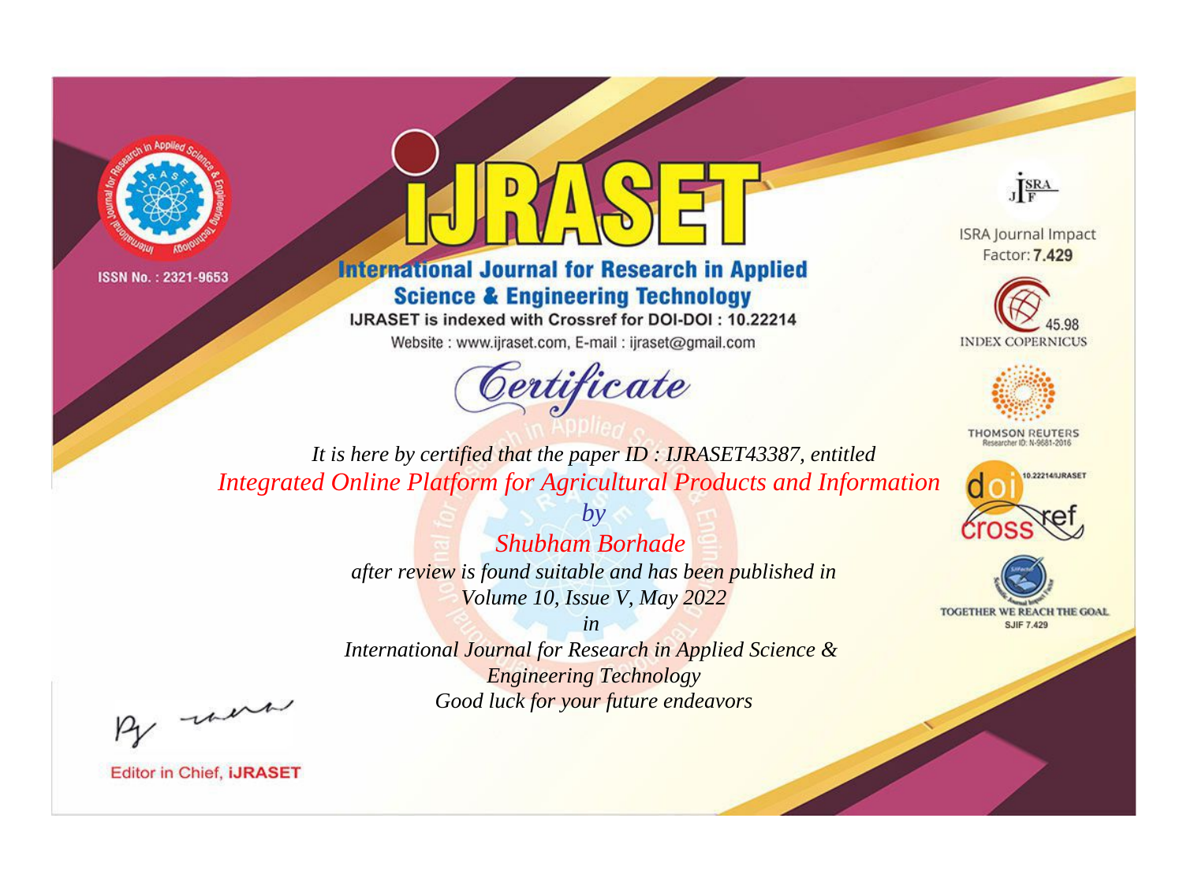ISSN No. : 2321-9653

# IJRASET

## International Journal for Research in Applied Science & Engineering Technology

IJRASET is indexed with Crossref for DOI-DOI : 10.22214

Website : www.ijraset.com, E-mail : ijraset@gmail.com

## Certificate

*It is here by certified that the paper ID : IJRASET43387, entitled*

*Integrated Online Platform for Agricultural Products and Information*

*by*

*Shubham Borhade*

*after review is found suitable and has been published in*

*Volume 10, Issue V, May 2022*

*in*

*International Journal for Research in Applied Science & Engineering Technology*

*Good luck for your future endeavors*

ISRA Journal Impact Factor: **7.429**

45.98 INDEX COPERNICUS

THOMSON REUTERS Researcher ID: N-9681-2016

10.22214/IJRASET

TOGETHER WE REACH THE GOAL SJIF 7.429

Editor in Chief, **iJRASET**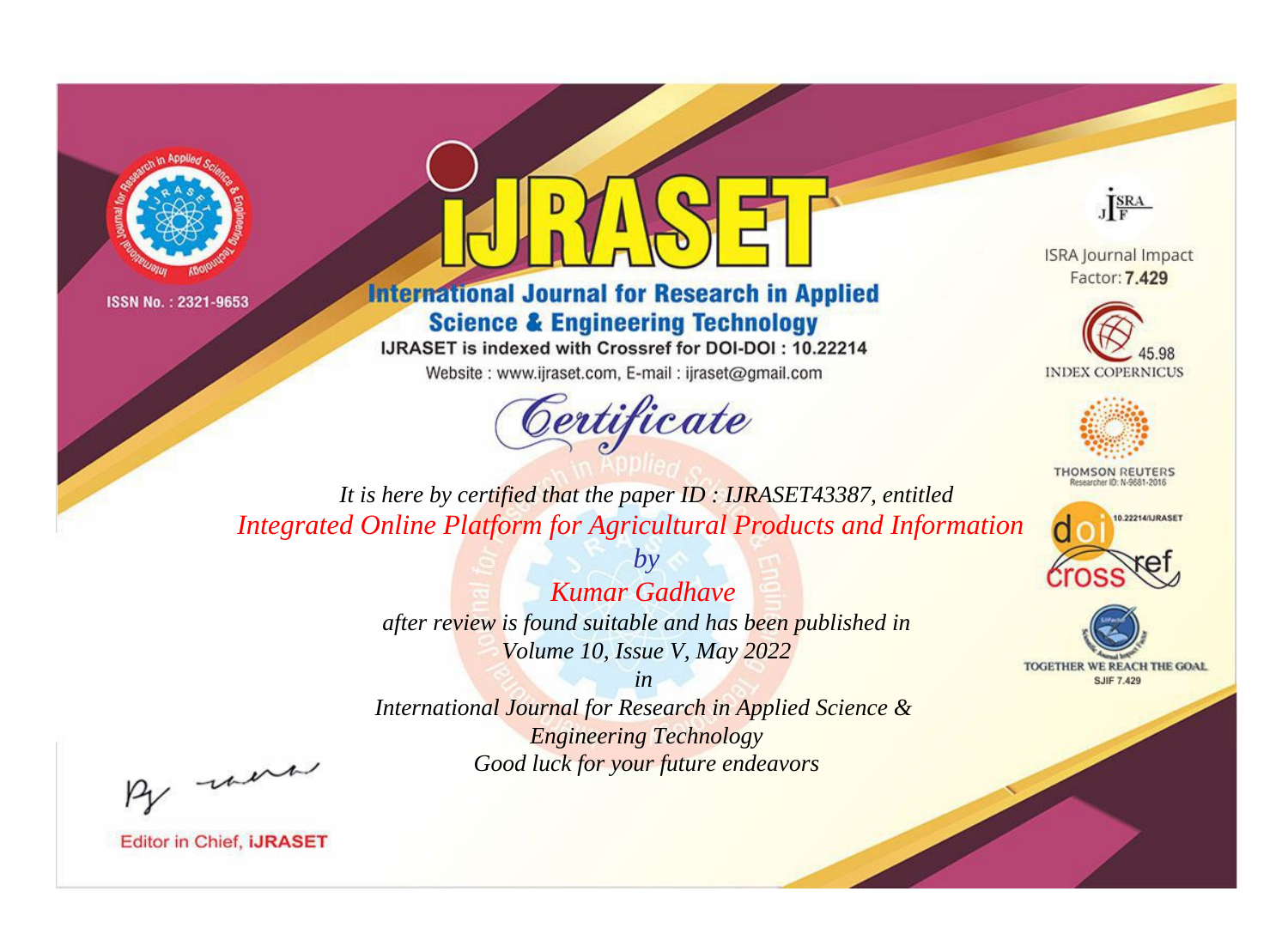ISSN No. : 2321-9653

# iJRASET

## International Journal for Research in Applied Science & Engineering Technology

IJRASET is indexed with Crossref for DOI-DOI : 10.22214

Website : www.ijraset.com, E-mail : ijraset@gmail.com

ISRA Journal Impact Factor: **7.429**

45.98 INDEX COPERNICUS

THOMSON REUTERS Researcher ID: N-9681-2016

10.22214/IJRASET

TOGETHER WE REACH THE GOAL SJIF 7.429

*Certificate*

*It is here by certified that the paper ID : IJRASET43387, entitled*

*Integrated Online Platform for Agricultural Products and Information*

*by*

*Kumar Gadhave*

*after review is found suitable and has been published in*

*Volume 10, Issue V, May 2022*

*in*

*International Journal for Research in Applied Science & Engineering Technology*

*Good luck for your future endeavors*

Editor in Chief, **iJRASET**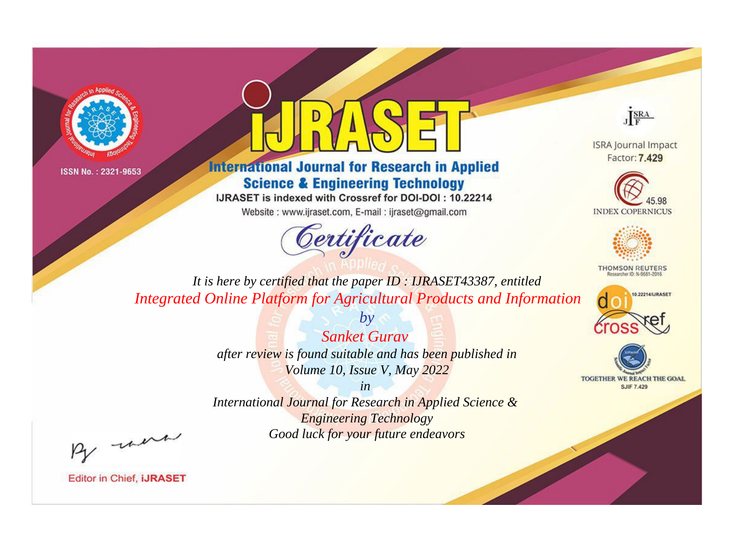ISSN No. : 2321-9653

# International Journal for Research in Applied Science & Engineering Technology

IJRASET is indexed with Crossref for DOI-DOI : 10.22214

Website : www.ijraset.com, E-mail : ijraset@gmail.com

## Certificate

*It is here by certified that the paper ID : IJRASET43387, entitled*

*Integrated Online Platform for Agricultural Products and Information*

*by*

*Sanket Gurav*

*after review is found suitable and has been published in*

*Volume 10, Issue V, May 2022*

*in*

*International Journal for Research in Applied Science & Engineering Technology*

*Good luck for your future endeavors*

ISRA Journal Impact Factor: **7.429**

45.98 INDEX COPERNICUS

THOMSON REUTERS Researcher ID: N-9681-2016

10.22214/IJRASET

TOGETHER WE REACH THE GOAL SJIF 7.429

Editor in Chief, **iJRASET**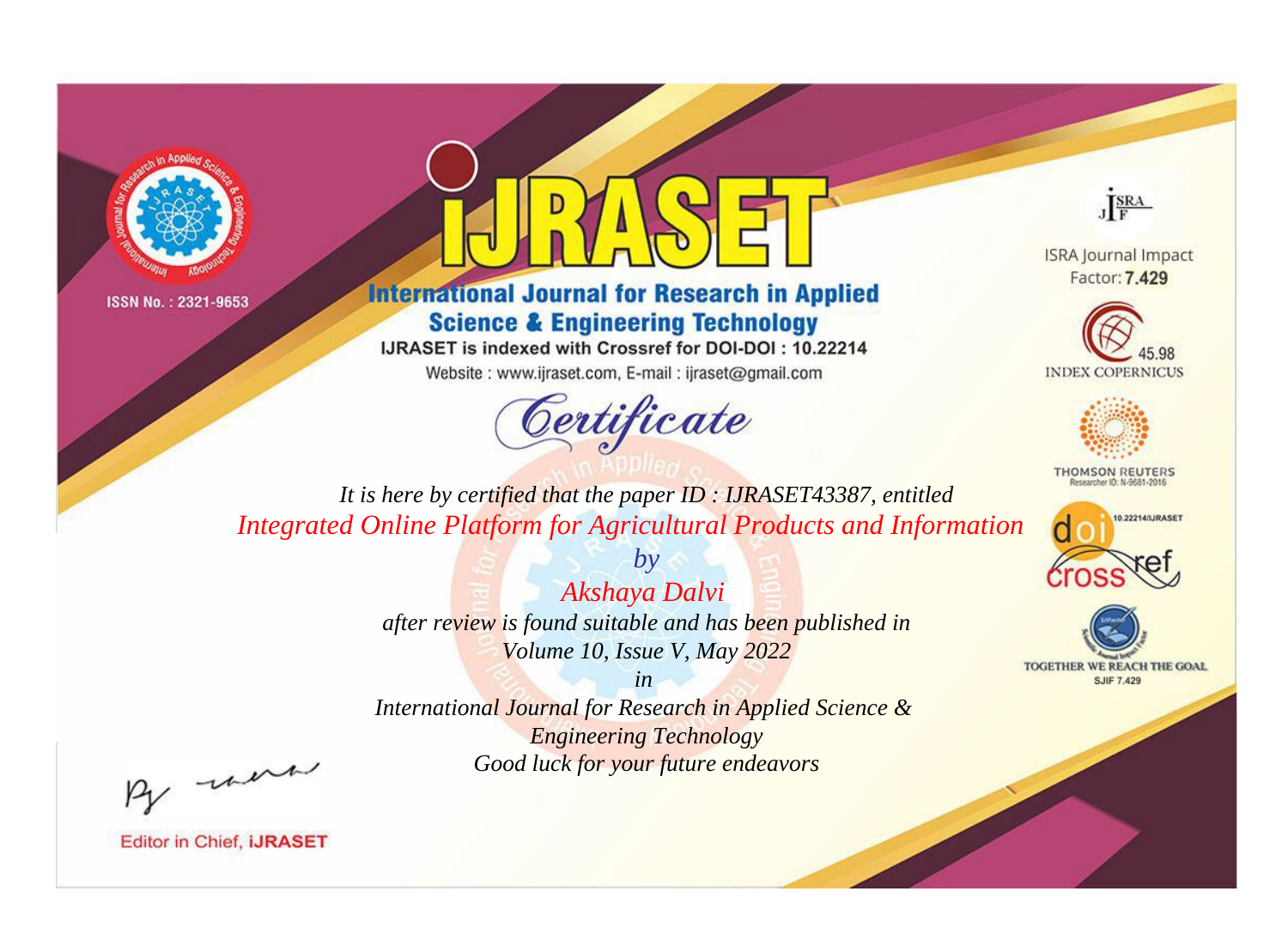ISSN No. : 2321-9653

# IJRASET

## International Journal for Research in Applied Science & Engineering Technology

IJRASET is indexed with Crossref for DOI-DOI : 10.22214

Website : www.ijraset.com, E-mail : ijraset@gmail.com

ISRA Journal Impact Factor: **7.429**

45.98 INDEX COPERNICUS

THOMSON REUTERS Researcher ID: N-9681-2016

10.22214/IJRASET

TOGETHER WE REACH THE GOAL SJIF 7.429

# *Certificate*

*It is here by certified that the paper ID : IJRASET43387, entitled*

*Integrated Online Platform for Agricultural Products and Information*

*by*

*Akshaya Dalvi*

*after review is found suitable and has been published in*

*Volume 10, Issue V, May 2022*

*in*

*International Journal for Research in Applied Science & Engineering Technology*

*Good luck for your future endeavors*

Editor in Chief, **iJRASET**